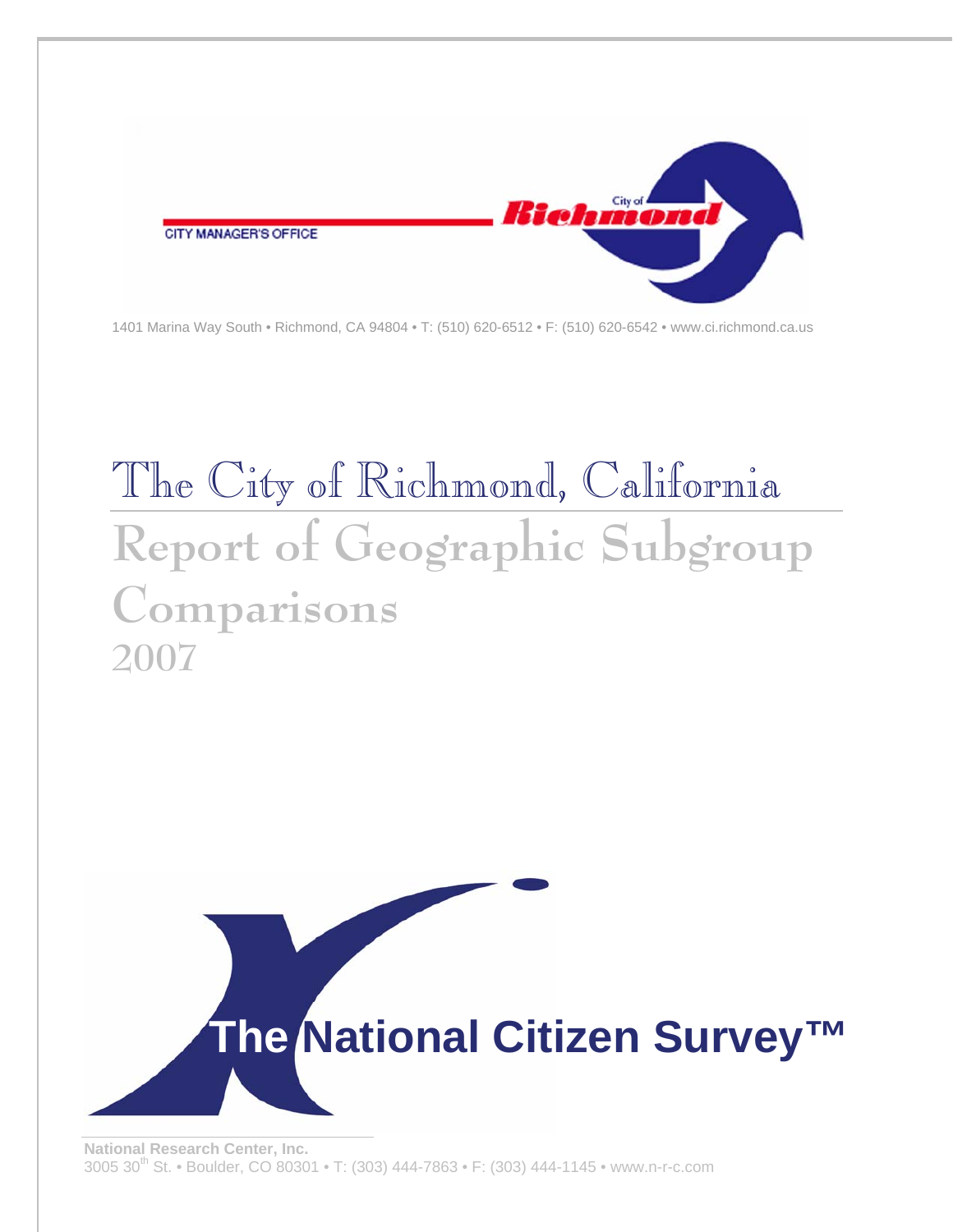CITY MANAGER'S OFFICE

City of Richmond

1401 Marina Way South • Richmond, CA 94804 • T: (510) 620-6512 • F: (510) 620-6542 • www.ci.richmond.ca.us

# The City of Richmond, California

## Report of Geographic Subgroup Comparisons

## 2007

**The National Citizen Survey™**

**National Research Center, Inc.**

3005 30th St. • Boulder, CO 80301 • T: (303) 444-7863 • F: (303) 444-1145 • www.n-r-c.com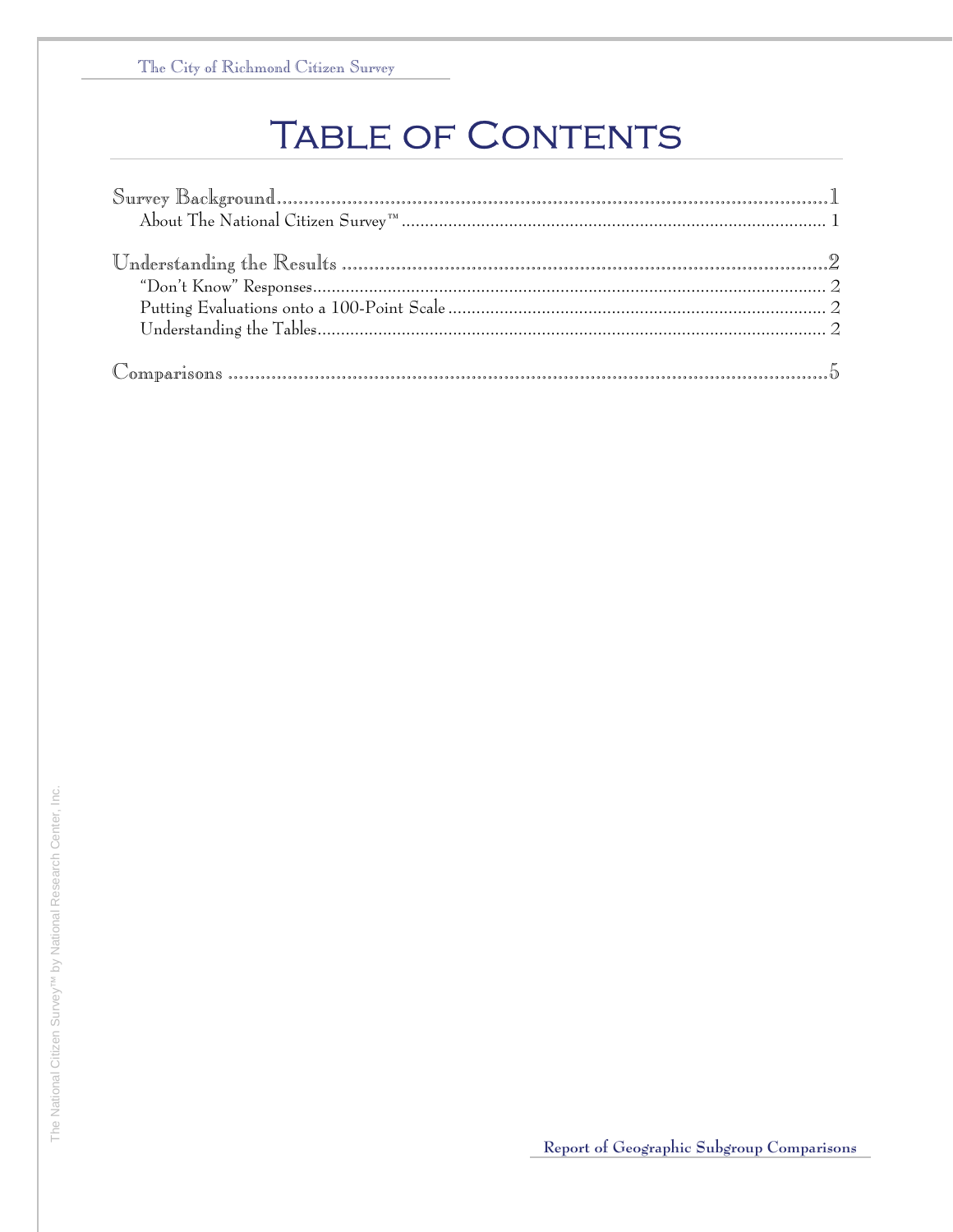# Table of Contents

Survey Background .......... 1
- About The National Citizen Survey™ .......... 1

Understanding the Results .......... 2
- "Don't Know" Responses .......... 2
- Putting Evaluations onto a 100-Point Scale .......... 2
- Understanding the Tables .......... 2

Comparisons .......... 5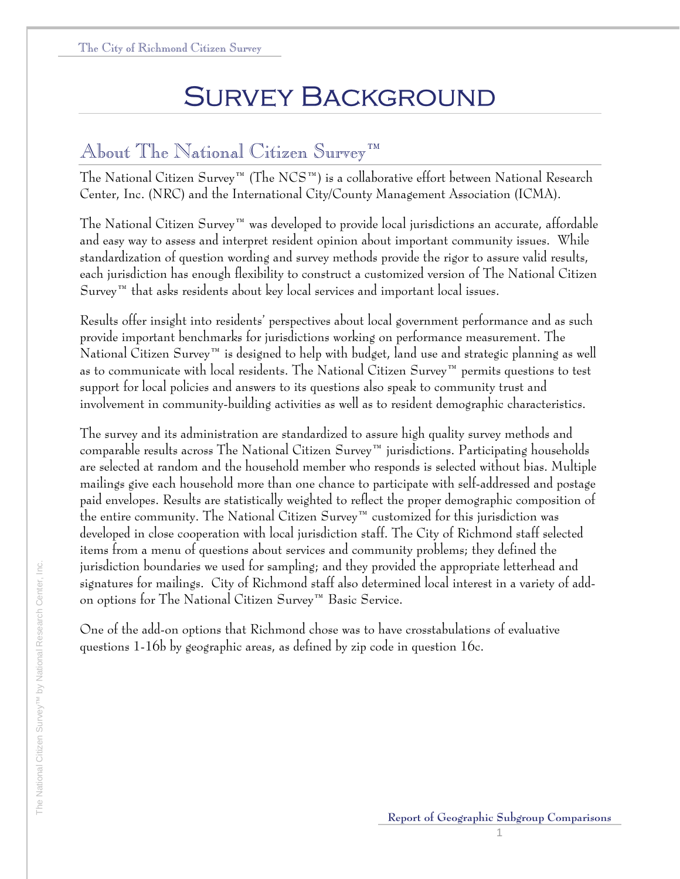# Survey Background

## About The National Citizen Survey™

The National Citizen Survey™ (The NCS™) is a collaborative effort between National Research Center, Inc. (NRC) and the International City/County Management Association (ICMA).

The National Citizen Survey™ was developed to provide local jurisdictions an accurate, affordable and easy way to assess and interpret resident opinion about important community issues. While standardization of question wording and survey methods provide the rigor to assure valid results, each jurisdiction has enough flexibility to construct a customized version of The National Citizen Survey™ that asks residents about key local services and important local issues.

Results offer insight into residents' perspectives about local government performance and as such provide important benchmarks for jurisdictions working on performance measurement. The National Citizen Survey™ is designed to help with budget, land use and strategic planning as well as to communicate with local residents. The National Citizen Survey™ permits questions to test support for local policies and answers to its questions also speak to community trust and involvement in community-building activities as well as to resident demographic characteristics.

The survey and its administration are standardized to assure high quality survey methods and comparable results across The National Citizen Survey™ jurisdictions. Participating households are selected at random and the household member who responds is selected without bias. Multiple mailings give each household more than one chance to participate with self-addressed and postage paid envelopes. Results are statistically weighted to reflect the proper demographic composition of the entire community. The National Citizen Survey™ customized for this jurisdiction was developed in close cooperation with local jurisdiction staff. The City of Richmond staff selected items from a menu of questions about services and community problems; they defined the jurisdiction boundaries we used for sampling; and they provided the appropriate letterhead and signatures for mailings. City of Richmond staff also determined local interest in a variety of add-on options for The National Citizen Survey™ Basic Service.

One of the add-on options that Richmond chose was to have crosstabulations of evaluative questions 1-16b by geographic areas, as defined by zip code in question 16c.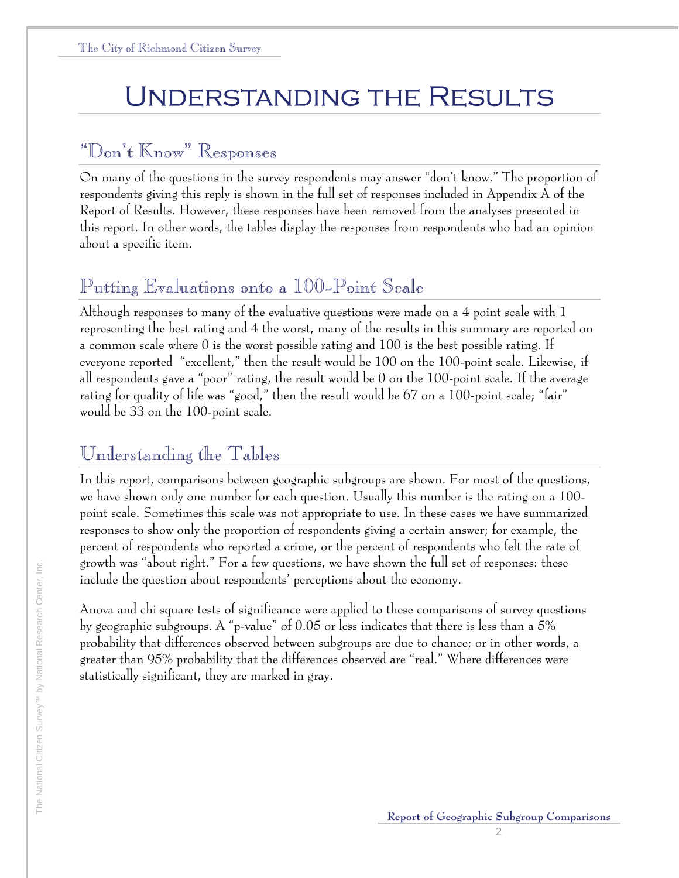# Understanding the Results

## "Don't Know" Responses

On many of the questions in the survey respondents may answer "don't know." The proportion of respondents giving this reply is shown in the full set of responses included in Appendix A of the Report of Results. However, these responses have been removed from the analyses presented in this report. In other words, the tables display the responses from respondents who had an opinion about a specific item.

## Putting Evaluations onto a 100-Point Scale

Although responses to many of the evaluative questions were made on a 4 point scale with 1 representing the best rating and 4 the worst, many of the results in this summary are reported on a common scale where 0 is the worst possible rating and 100 is the best possible rating. If everyone reported "excellent," then the result would be 100 on the 100-point scale. Likewise, if all respondents gave a "poor" rating, the result would be 0 on the 100-point scale. If the average rating for quality of life was "good," then the result would be 67 on a 100-point scale; "fair" would be 33 on the 100-point scale.

## Understanding the Tables

In this report, comparisons between geographic subgroups are shown. For most of the questions, we have shown only one number for each question. Usually this number is the rating on a 100-point scale. Sometimes this scale was not appropriate to use. In these cases we have summarized responses to show only the proportion of respondents giving a certain answer; for example, the percent of respondents who reported a crime, or the percent of respondents who felt the rate of growth was "about right." For a few questions, we have shown the full set of responses: these include the question about respondents' perceptions about the economy.

Anova and chi square tests of significance were applied to these comparisons of survey questions by geographic subgroups. A "p-value" of 0.05 or less indicates that there is less than a 5% probability that differences observed between subgroups are due to chance; or in other words, a greater than 95% probability that the differences observed are "real." Where differences were statistically significant, they are marked in gray.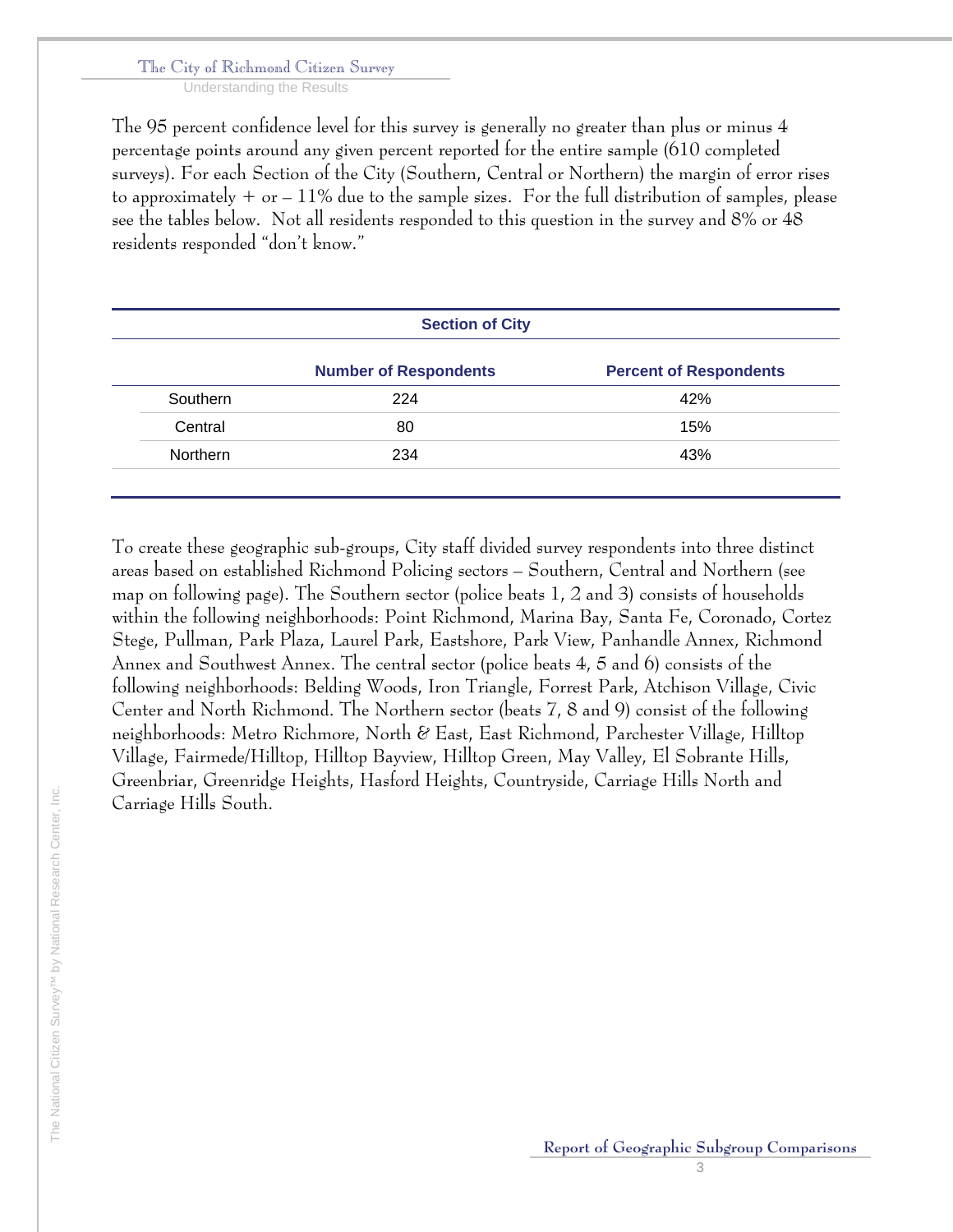The 95 percent confidence level for this survey is generally no greater than plus or minus 4 percentage points around any given percent reported for the entire sample (610 completed surveys). For each Section of the City (Southern, Central or Northern) the margin of error rises to approximately + or – 11% due to the sample sizes. For the full distribution of samples, please see the tables below. Not all residents responded to this question in the survey and 8% or 48 residents responded "don't know."

| Section of City | | |
|---|---|---|
| | **Number of Respondents** | **Percent of Respondents** |
| Southern | 224 | 42% |
| Central | 80 | 15% |
| Northern | 234 | 43% |

To create these geographic sub-groups, City staff divided survey respondents into three distinct areas based on established Richmond Policing sectors – Southern, Central and Northern (see map on following page). The Southern sector (police beats 1, 2 and 3) consists of households within the following neighborhoods: Point Richmond, Marina Bay, Santa Fe, Coronado, Cortez Stege, Pullman, Park Plaza, Laurel Park, Eastshore, Park View, Panhandle Annex, Richmond Annex and Southwest Annex. The central sector (police beats 4, 5 and 6) consists of the following neighborhoods: Belding Woods, Iron Triangle, Forrest Park, Atchison Village, Civic Center and North Richmond. The Northern sector (beats 7, 8 and 9) consist of the following neighborhoods: Metro Richmore, North & East, East Richmond, Parchester Village, Hilltop Village, Fairmede/Hilltop, Hilltop Bayview, Hilltop Green, May Valley, El Sobrante Hills, Greenbriar, Greenridge Heights, Hasford Heights, Countryside, Carriage Hills North and Carriage Hills South.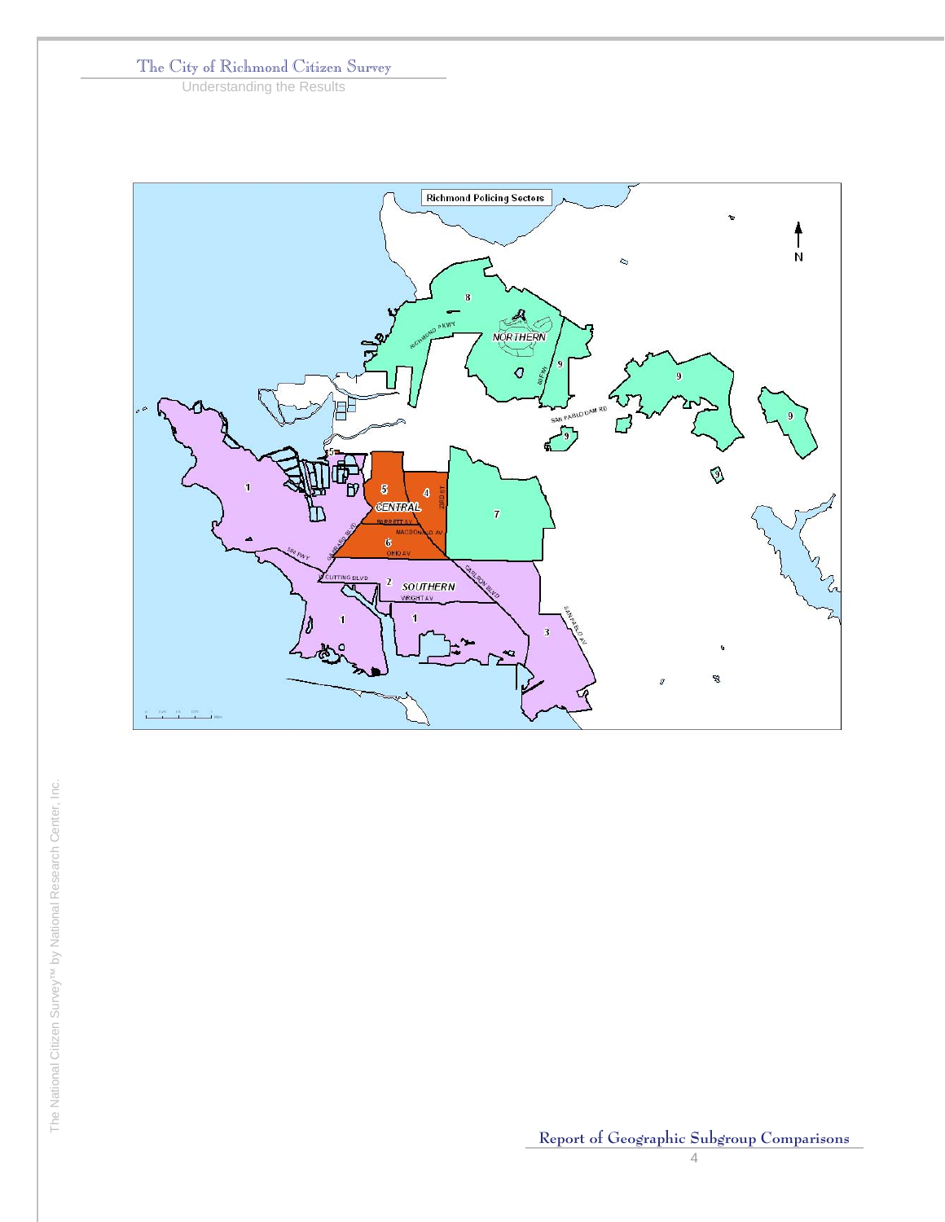**Richmond Policing Sectors**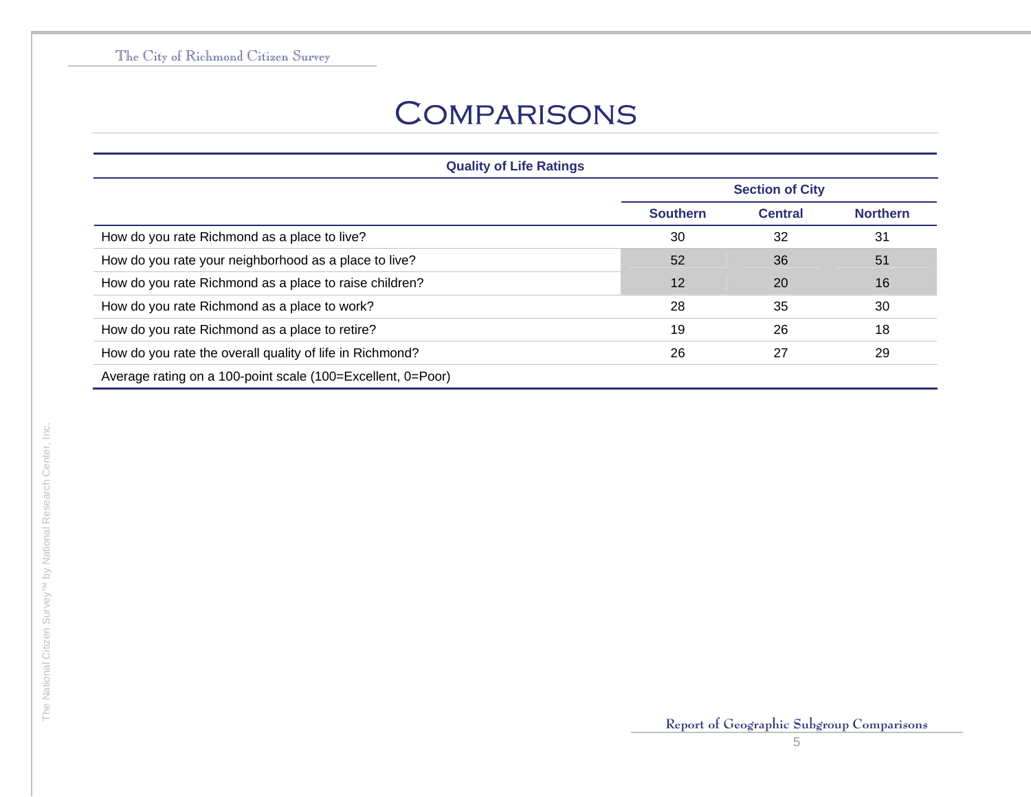# Comparisons

| Quality of Life Ratings | | | |
|---|---|---|---|
| | Section of City | | |
| | Southern | Central | Northern |
| How do you rate Richmond as a place to live? | 30 | 32 | 31 |
| How do you rate your neighborhood as a place to live? | 52 | 36 | 51 |
| How do you rate Richmond as a place to raise children? | 12 | 20 | 16 |
| How do you rate Richmond as a place to work? | 28 | 35 | 30 |
| How do you rate Richmond as a place to retire? | 19 | 26 | 18 |
| How do you rate the overall quality of life in Richmond? | 26 | 27 | 29 |
| Average rating on a 100-point scale (100=Excellent, 0=Poor) | | | |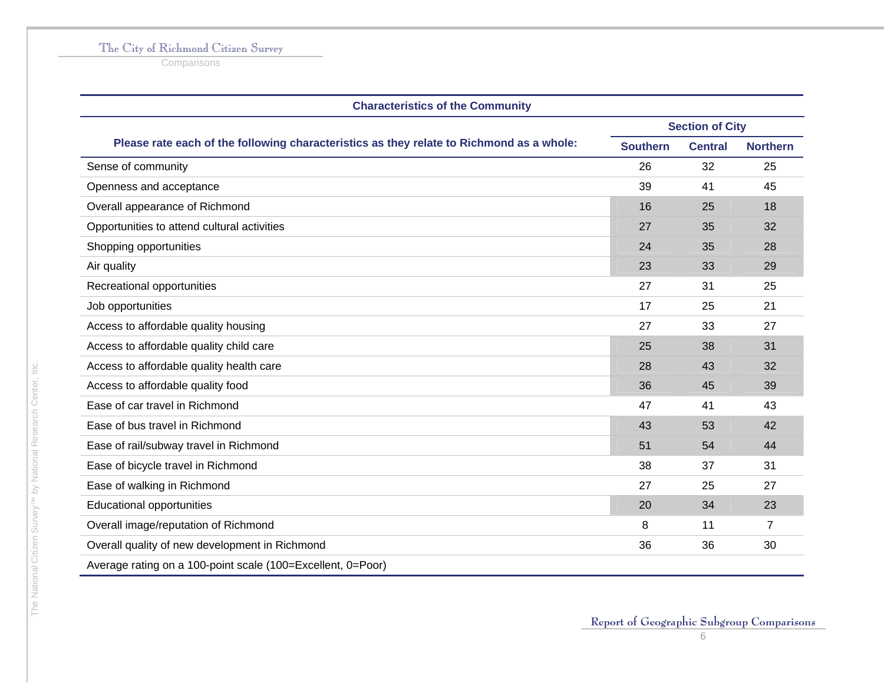## Characteristics of the Community

| Please rate each of the following characteristics as they relate to Richmond as a whole: | Section of City | | |
|---|---|---|---|
| | Southern | Central | Northern |
| Sense of community | 26 | 32 | 25 |
| Openness and acceptance | 39 | 41 | 45 |
| Overall appearance of Richmond | 16 | 25 | 18 |
| Opportunities to attend cultural activities | 27 | 35 | 32 |
| Shopping opportunities | 24 | 35 | 28 |
| Air quality | 23 | 33 | 29 |
| Recreational opportunities | 27 | 31 | 25 |
| Job opportunities | 17 | 25 | 21 |
| Access to affordable quality housing | 27 | 33 | 27 |
| Access to affordable quality child care | 25 | 38 | 31 |
| Access to affordable quality health care | 28 | 43 | 32 |
| Access to affordable quality food | 36 | 45 | 39 |
| Ease of car travel in Richmond | 47 | 41 | 43 |
| Ease of bus travel in Richmond | 43 | 53 | 42 |
| Ease of rail/subway travel in Richmond | 51 | 54 | 44 |
| Ease of bicycle travel in Richmond | 38 | 37 | 31 |
| Ease of walking in Richmond | 27 | 25 | 27 |
| Educational opportunities | 20 | 34 | 23 |
| Overall image/reputation of Richmond | 8 | 11 | 7 |
| Overall quality of new development in Richmond | 36 | 36 | 30 |

Average rating on a 100-point scale (100=Excellent, 0=Poor)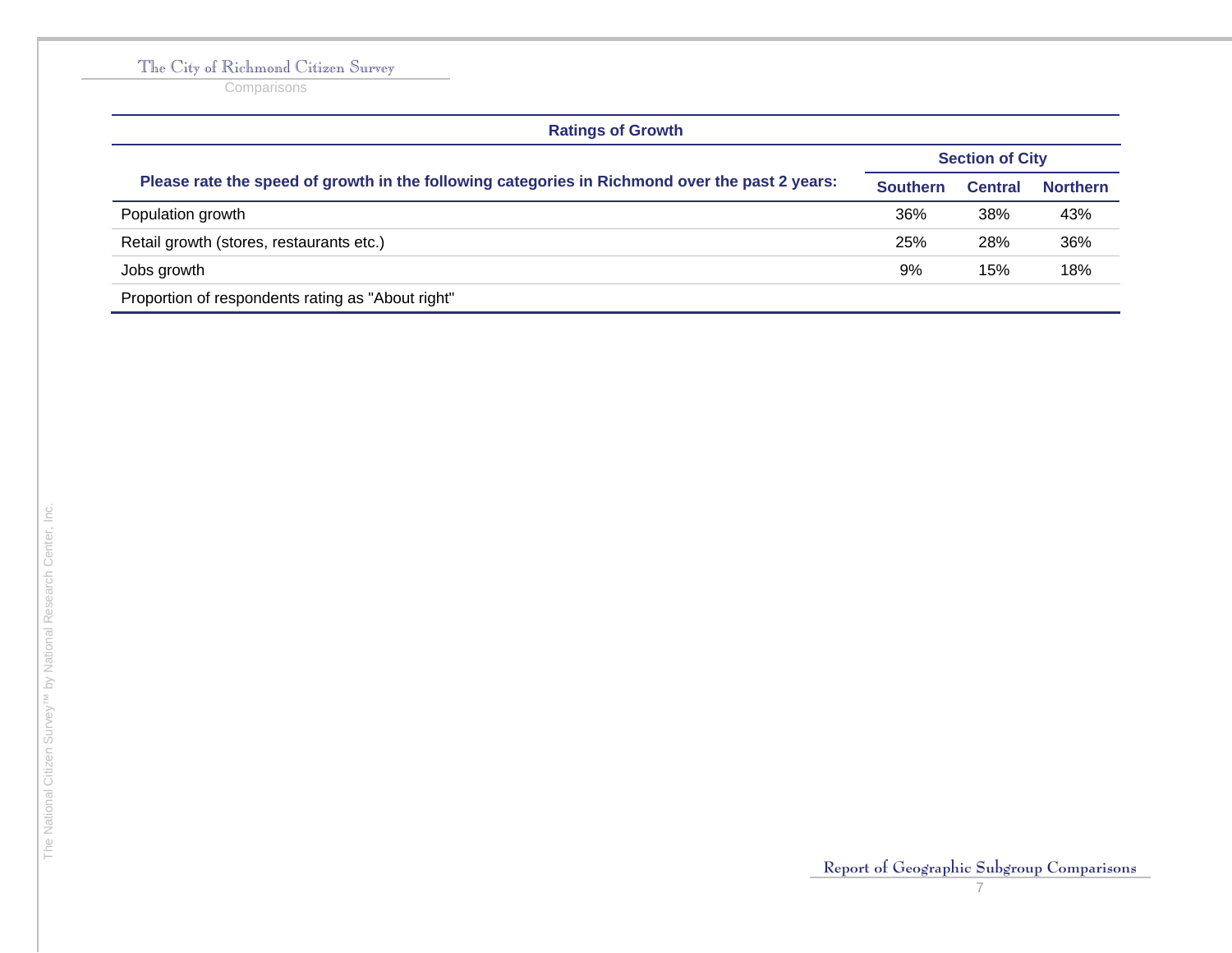| Ratings of Growth | | | |
|---|---|---|---|
| | Section of City | | |
| Please rate the speed of growth in the following categories in Richmond over the past 2 years: | Southern | Central | Northern |
| Population growth | 36% | 38% | 43% |
| Retail growth (stores, restaurants etc.) | 25% | 28% | 36% |
| Jobs growth | 9% | 15% | 18% |
| Proportion of respondents rating as "About right" | | | |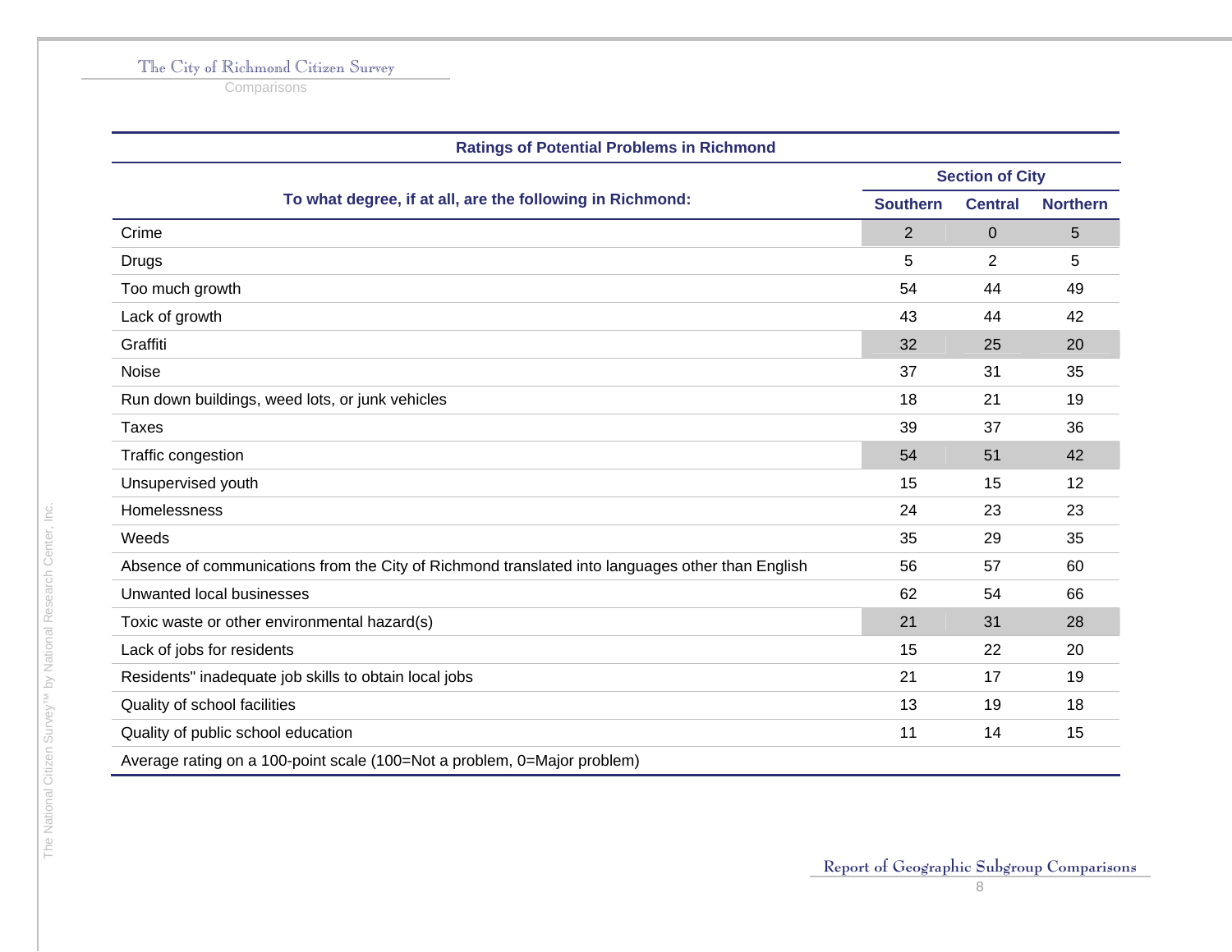| Ratings of Potential Problems in Richmond | | | |
|---|---|---|---|
| To what degree, if at all, are the following in Richmond: | Section of City | | |
| | Southern | Central | Northern |
| Crime | 2 | 0 | 5 |
| Drugs | 5 | 2 | 5 |
| Too much growth | 54 | 44 | 49 |
| Lack of growth | 43 | 44 | 42 |
| Graffiti | 32 | 25 | 20 |
| Noise | 37 | 31 | 35 |
| Run down buildings, weed lots, or junk vehicles | 18 | 21 | 19 |
| Taxes | 39 | 37 | 36 |
| Traffic congestion | 54 | 51 | 42 |
| Unsupervised youth | 15 | 15 | 12 |
| Homelessness | 24 | 23 | 23 |
| Weeds | 35 | 29 | 35 |
| Absence of communications from the City of Richmond translated into languages other than English | 56 | 57 | 60 |
| Unwanted local businesses | 62 | 54 | 66 |
| Toxic waste or other environmental hazard(s) | 21 | 31 | 28 |
| Lack of jobs for residents | 15 | 22 | 20 |
| Residents" inadequate job skills to obtain local jobs | 21 | 17 | 19 |
| Quality of school facilities | 13 | 19 | 18 |
| Quality of public school education | 11 | 14 | 15 |
| Average rating on a 100-point scale (100=Not a problem, 0=Major problem) | | | |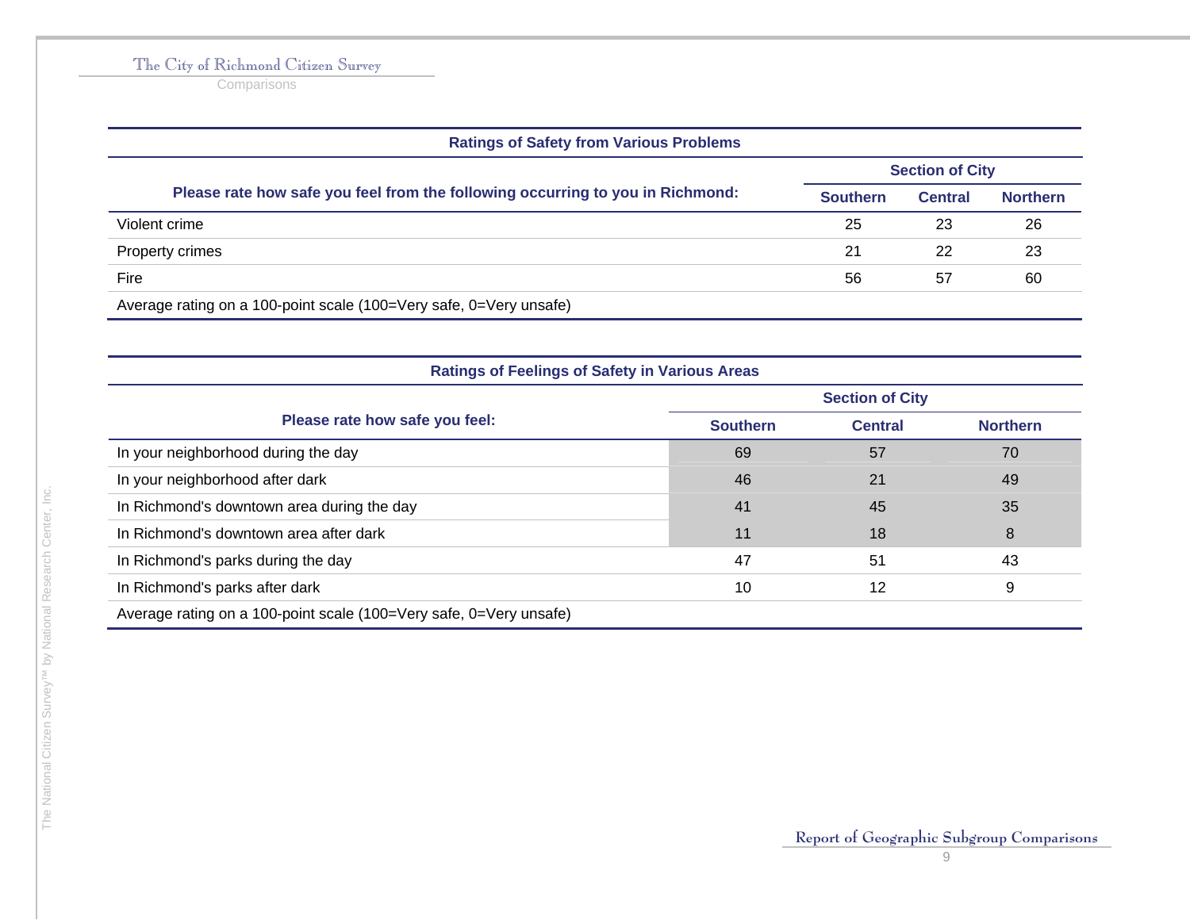| Ratings of Safety from Various Problems | | | |
|---|---|---|---|
| | Section of City | | |
| Please rate how safe you feel from the following occurring to you in Richmond: | Southern | Central | Northern |
| Violent crime | 25 | 23 | 26 |
| Property crimes | 21 | 22 | 23 |
| Fire | 56 | 57 | 60 |
| Average rating on a 100-point scale (100=Very safe, 0=Very unsafe) | | | |

| Ratings of Feelings of Safety in Various Areas | | | |
|---|---|---|---|
| | Section of City | | |
| Please rate how safe you feel: | Southern | Central | Northern |
| In your neighborhood during the day | 69 | 57 | 70 |
| In your neighborhood after dark | 46 | 21 | 49 |
| In Richmond's downtown area during the day | 41 | 45 | 35 |
| In Richmond's downtown area after dark | 11 | 18 | 8 |
| In Richmond's parks during the day | 47 | 51 | 43 |
| In Richmond's parks after dark | 10 | 12 | 9 |
| Average rating on a 100-point scale (100=Very safe, 0=Very unsafe) | | | |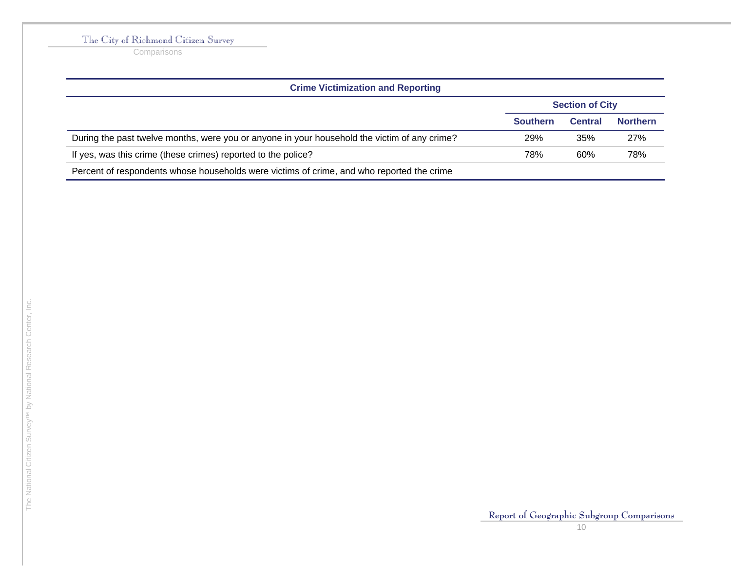| Crime Victimization and Reporting | | | |
|---|---|---|---|
| | Section of City | | |
| | Southern | Central | Northern |
| During the past twelve months, were you or anyone in your household the victim of any crime? | 29% | 35% | 27% |
| If yes, was this crime (these crimes) reported to the police? | 78% | 60% | 78% |
| Percent of respondents whose households were victims of crime, and who reported the crime | | | |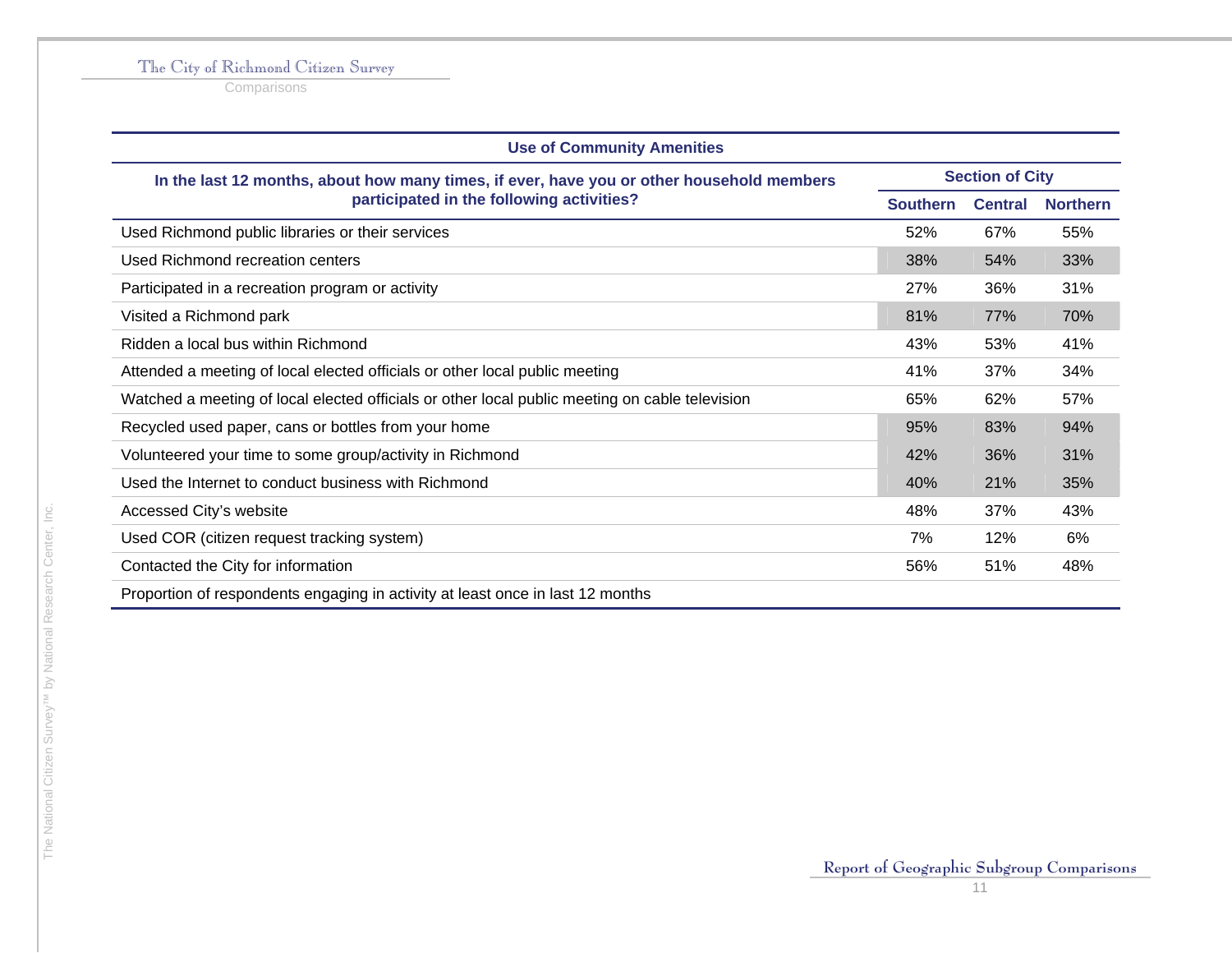| Use of Community Amenities | | | |
|---|---|---|---|
| In the last 12 months, about how many times, if ever, have you or other household members participated in the following activities? | Section of City | | |
| | Southern | Central | Northern |
| Used Richmond public libraries or their services | 52% | 67% | 55% |
| Used Richmond recreation centers | 38% | 54% | 33% |
| Participated in a recreation program or activity | 27% | 36% | 31% |
| Visited a Richmond park | 81% | 77% | 70% |
| Ridden a local bus within Richmond | 43% | 53% | 41% |
| Attended a meeting of local elected officials or other local public meeting | 41% | 37% | 34% |
| Watched a meeting of local elected officials or other local public meeting on cable television | 65% | 62% | 57% |
| Recycled used paper, cans or bottles from your home | 95% | 83% | 94% |
| Volunteered your time to some group/activity in Richmond | 42% | 36% | 31% |
| Used the Internet to conduct business with Richmond | 40% | 21% | 35% |
| Accessed City's website | 48% | 37% | 43% |
| Used COR (citizen request tracking system) | 7% | 12% | 6% |
| Contacted the City for information | 56% | 51% | 48% |
| Proportion of respondents engaging in activity at least once in last 12 months | | | |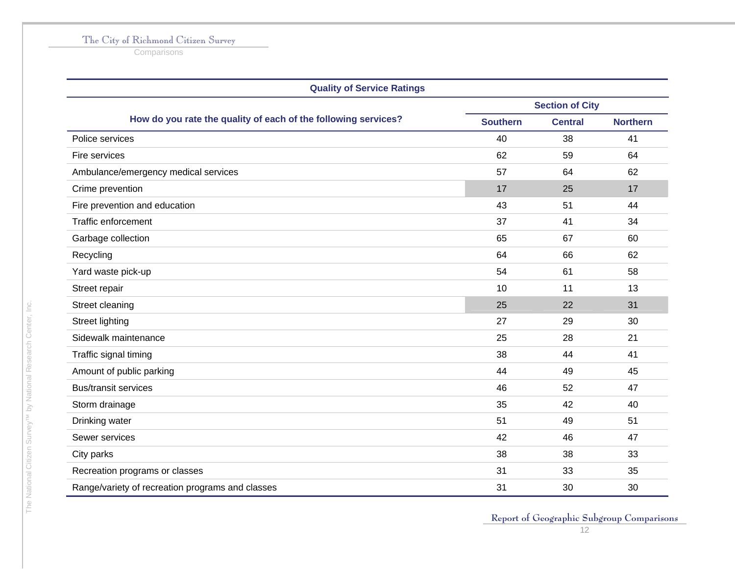| Quality of Service Ratings | | | |
|---|---|---|---|
| How do you rate the quality of each of the following services? | Section of City | | |
| | Southern | Central | Northern |
| Police services | 40 | 38 | 41 |
| Fire services | 62 | 59 | 64 |
| Ambulance/emergency medical services | 57 | 64 | 62 |
| Crime prevention | 17 | 25 | 17 |
| Fire prevention and education | 43 | 51 | 44 |
| Traffic enforcement | 37 | 41 | 34 |
| Garbage collection | 65 | 67 | 60 |
| Recycling | 64 | 66 | 62 |
| Yard waste pick-up | 54 | 61 | 58 |
| Street repair | 10 | 11 | 13 |
| Street cleaning | 25 | 22 | 31 |
| Street lighting | 27 | 29 | 30 |
| Sidewalk maintenance | 25 | 28 | 21 |
| Traffic signal timing | 38 | 44 | 41 |
| Amount of public parking | 44 | 49 | 45 |
| Bus/transit services | 46 | 52 | 47 |
| Storm drainage | 35 | 42 | 40 |
| Drinking water | 51 | 49 | 51 |
| Sewer services | 42 | 46 | 47 |
| City parks | 38 | 38 | 33 |
| Recreation programs or classes | 31 | 33 | 35 |
| Range/variety of recreation programs and classes | 31 | 30 | 30 |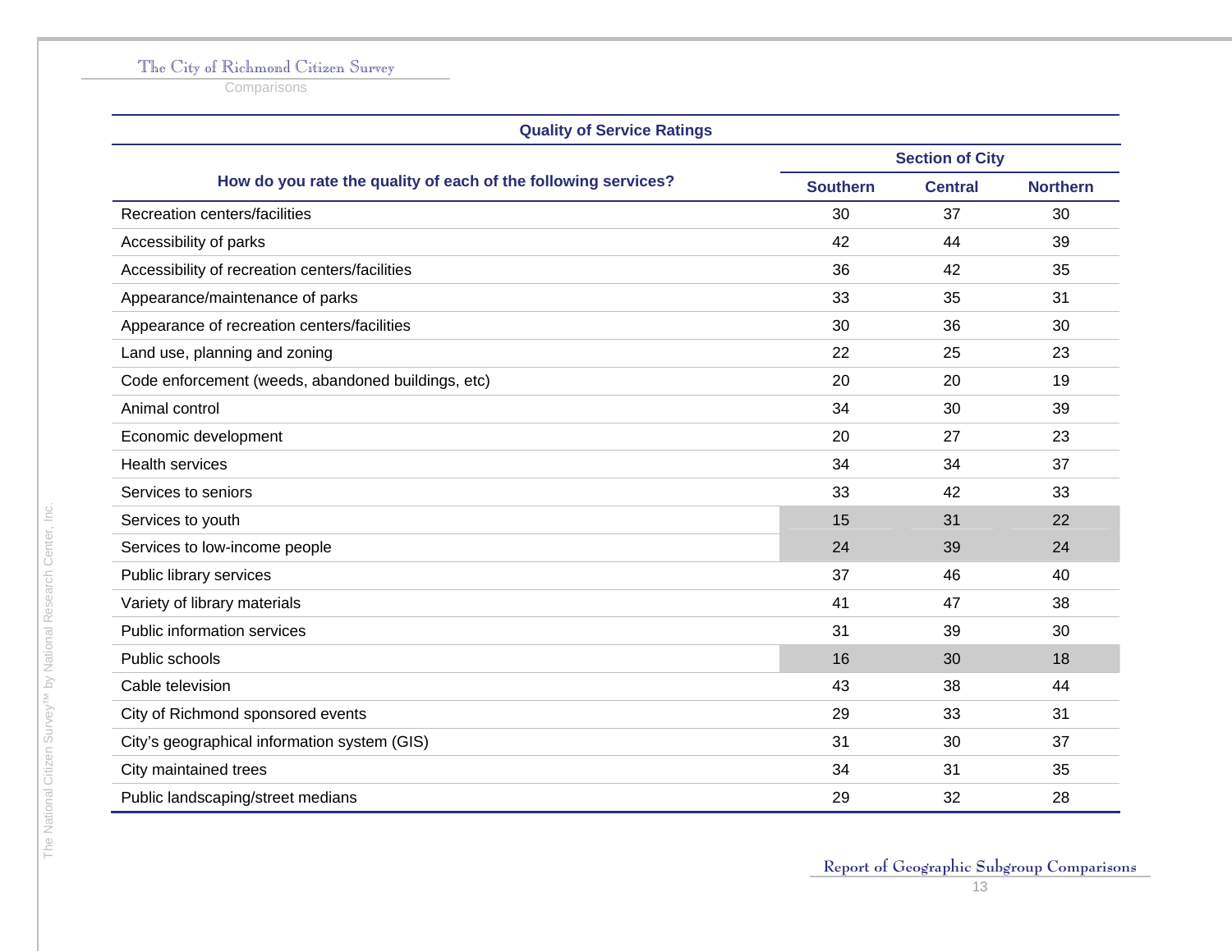| Quality of Service Ratings | | | |
|---|---|---|---|
| | Section of City | | |
| How do you rate the quality of each of the following services? | Southern | Central | Northern |
| Recreation centers/facilities | 30 | 37 | 30 |
| Accessibility of parks | 42 | 44 | 39 |
| Accessibility of recreation centers/facilities | 36 | 42 | 35 |
| Appearance/maintenance of parks | 33 | 35 | 31 |
| Appearance of recreation centers/facilities | 30 | 36 | 30 |
| Land use, planning and zoning | 22 | 25 | 23 |
| Code enforcement (weeds, abandoned buildings, etc) | 20 | 20 | 19 |
| Animal control | 34 | 30 | 39 |
| Economic development | 20 | 27 | 23 |
| Health services | 34 | 34 | 37 |
| Services to seniors | 33 | 42 | 33 |
| Services to youth | 15 | 31 | 22 |
| Services to low-income people | 24 | 39 | 24 |
| Public library services | 37 | 46 | 40 |
| Variety of library materials | 41 | 47 | 38 |
| Public information services | 31 | 39 | 30 |
| Public schools | 16 | 30 | 18 |
| Cable television | 43 | 38 | 44 |
| City of Richmond sponsored events | 29 | 33 | 31 |
| City's geographical information system (GIS) | 31 | 30 | 37 |
| City maintained trees | 34 | 31 | 35 |
| Public landscaping/street medians | 29 | 32 | 28 |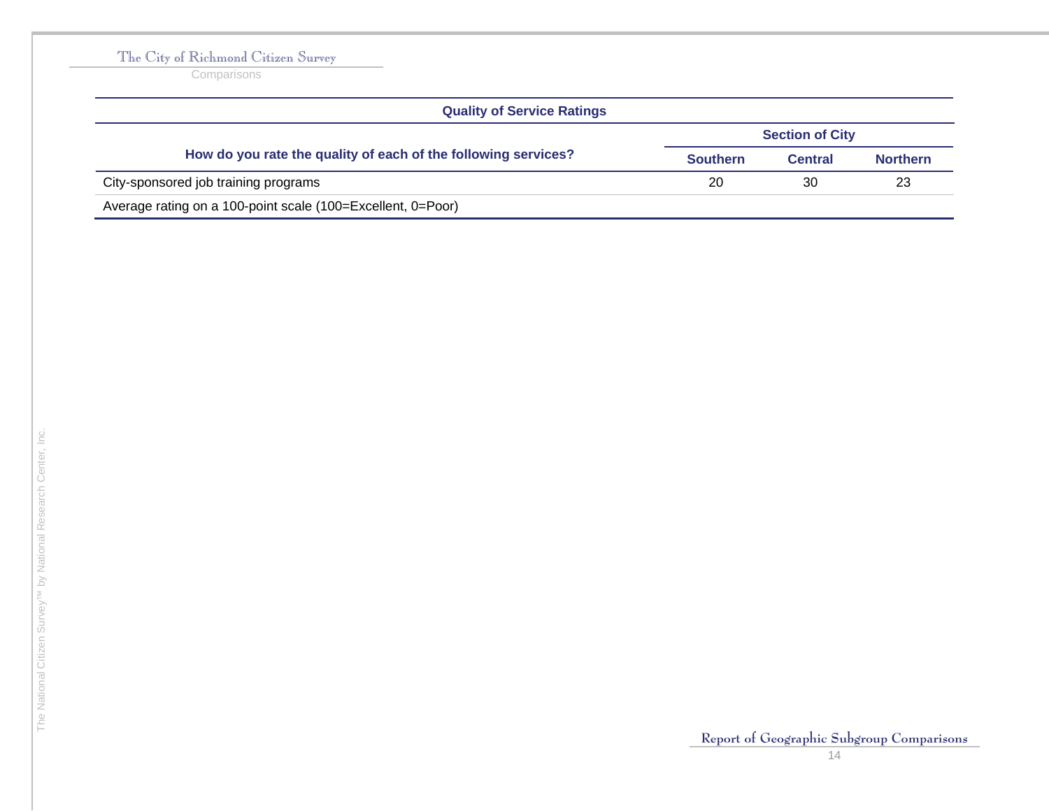| Quality of Service Ratings | | | |
|---|---|---|---|
| | Section of City | | |
| How do you rate the quality of each of the following services? | Southern | Central | Northern |
| City-sponsored job training programs | 20 | 30 | 23 |
| Average rating on a 100-point scale (100=Excellent, 0=Poor) | | | |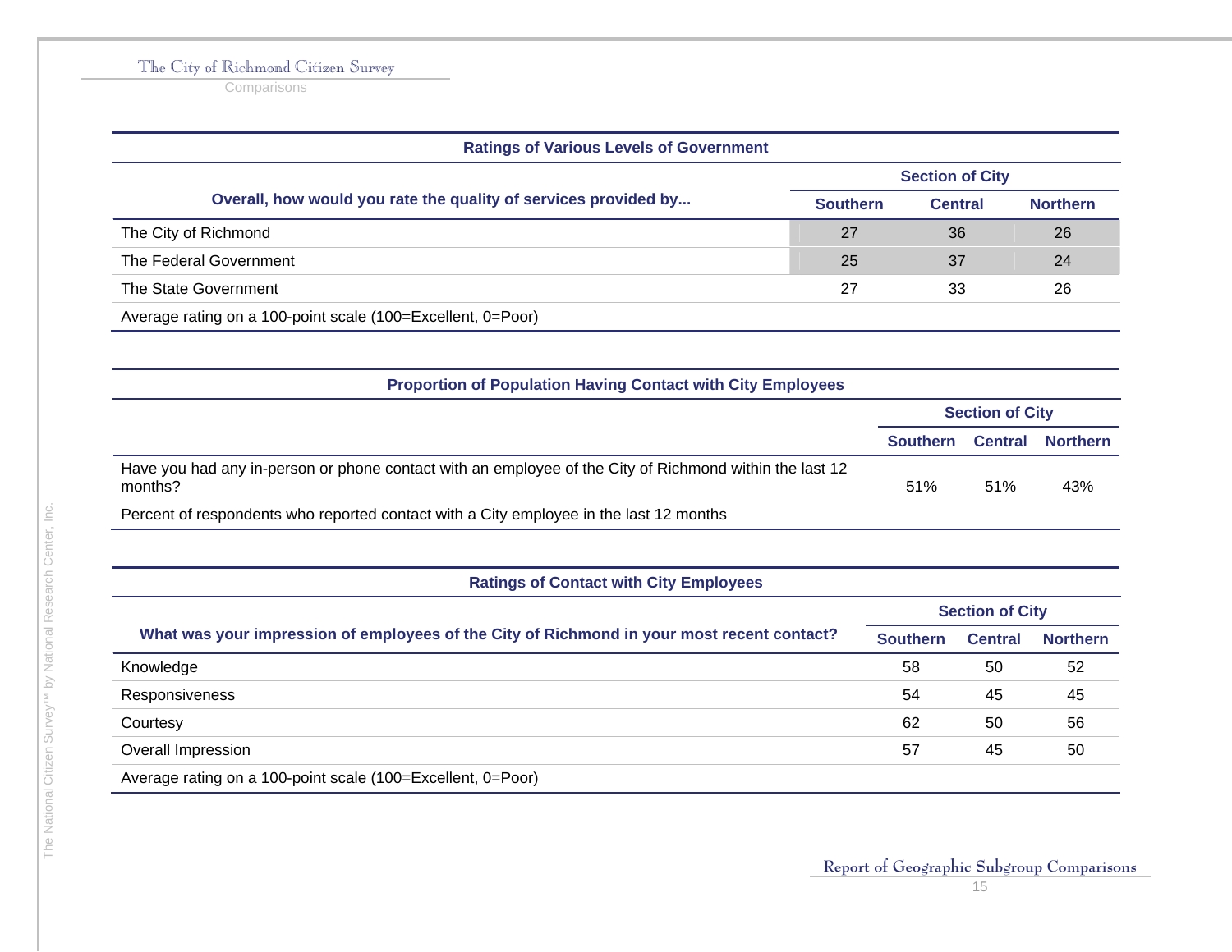### Ratings of Various Levels of Government

| Overall, how would you rate the quality of services provided by... | Section of City | | |
|---|---|---|---|
| | Southern | Central | Northern |
| The City of Richmond | 27 | 36 | 26 |
| The Federal Government | 25 | 37 | 24 |
| The State Government | 27 | 33 | 26 |

Average rating on a 100-point scale (100=Excellent, 0=Poor)

### Proportion of Population Having Contact with City Employees

| | Section of City | | |
|---|---|---|---|
| | Southern | Central | Northern |
| Have you had any in-person or phone contact with an employee of the City of Richmond within the last 12 months? | 51% | 51% | 43% |

Percent of respondents who reported contact with a City employee in the last 12 months

### Ratings of Contact with City Employees

| What was your impression of employees of the City of Richmond in your most recent contact? | Section of City | | |
|---|---|---|---|
| | Southern | Central | Northern |
| Knowledge | 58 | 50 | 52 |
| Responsiveness | 54 | 45 | 45 |
| Courtesy | 62 | 50 | 56 |
| Overall Impression | 57 | 45 | 50 |

Average rating on a 100-point scale (100=Excellent, 0=Poor)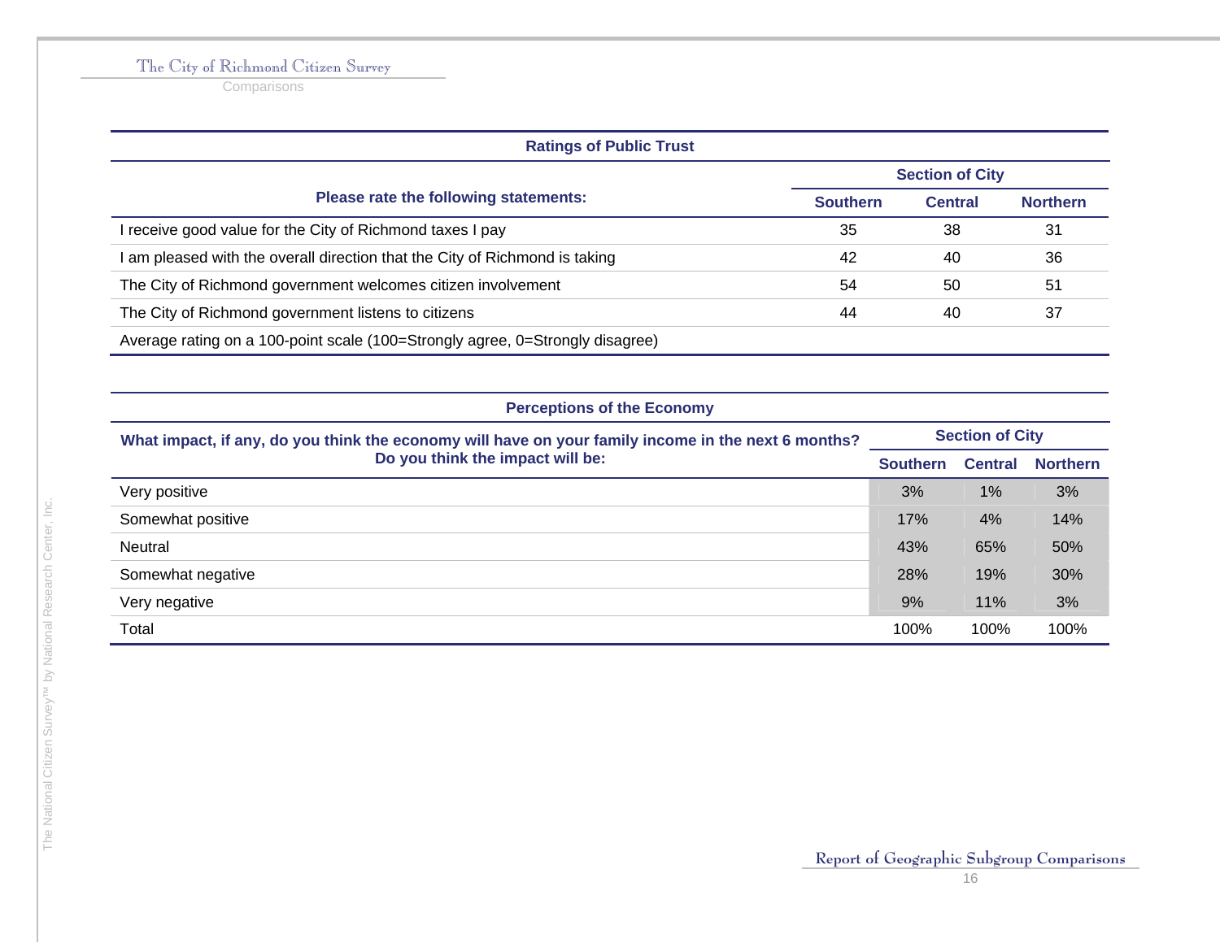| Ratings of Public Trust | | | |
|---|---|---|---|
| **Please rate the following statements:** | **Section of City** | | |
| | **Southern** | **Central** | **Northern** |
| I receive good value for the City of Richmond taxes I pay | 35 | 38 | 31 |
| I am pleased with the overall direction that the City of Richmond is taking | 42 | 40 | 36 |
| The City of Richmond government welcomes citizen involvement | 54 | 50 | 51 |
| The City of Richmond government listens to citizens | 44 | 40 | 37 |
| Average rating on a 100-point scale (100=Strongly agree, 0=Strongly disagree) | | | |

| Perceptions of the Economy | | | |
|---|---|---|---|
| **What impact, if any, do you think the economy will have on your family income in the next 6 months? Do you think the impact will be:** | **Section of City** | | |
| | **Southern** | **Central** | **Northern** |
| Very positive | 3% | 1% | 3% |
| Somewhat positive | 17% | 4% | 14% |
| Neutral | 43% | 65% | 50% |
| Somewhat negative | 28% | 19% | 30% |
| Very negative | 9% | 11% | 3% |
| Total | 100% | 100% | 100% |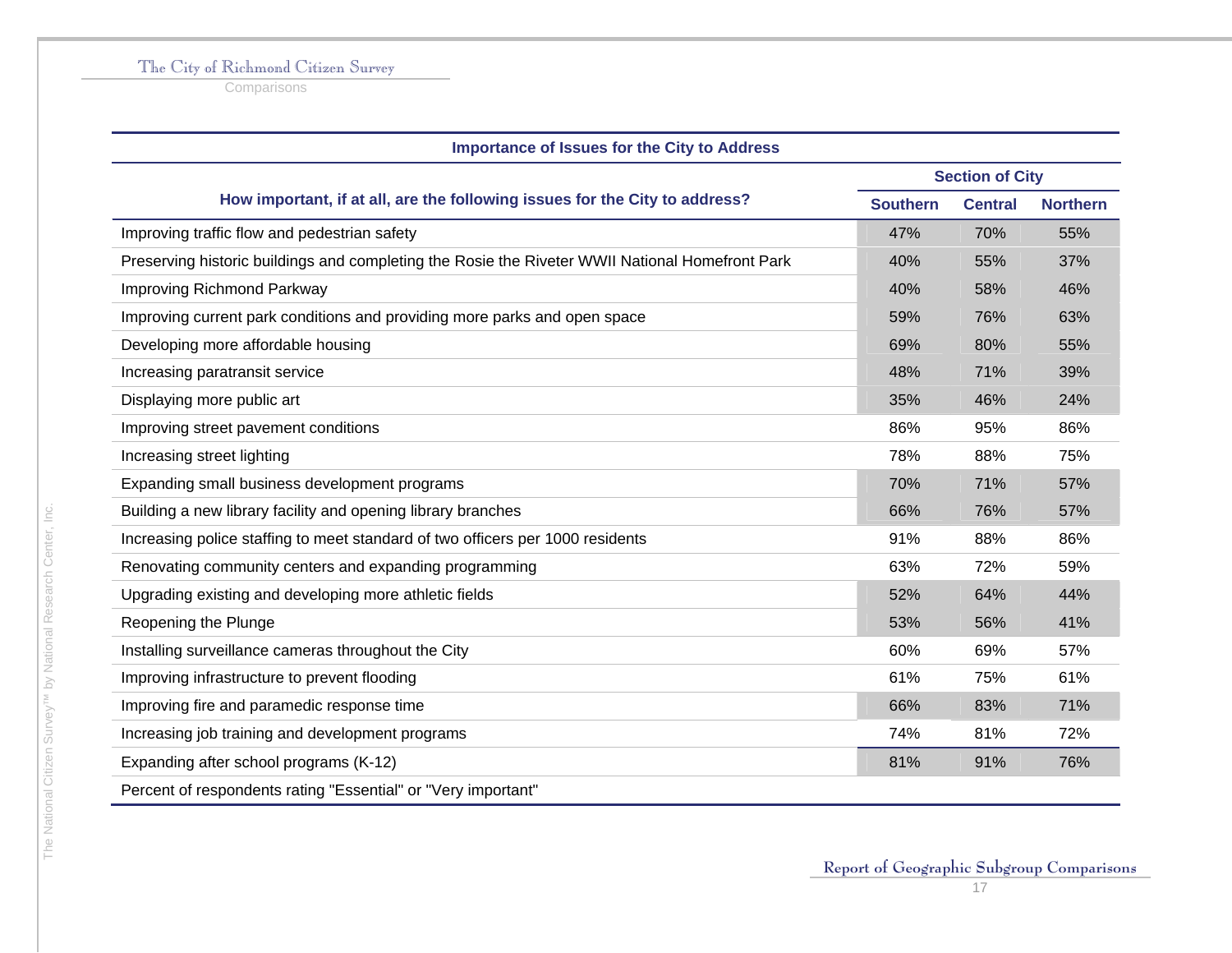## Importance of Issues for the City to Address

| How important, if at all, are the following issues for the City to address? | Section of City | | |
|---|---|---|---|
| | Southern | Central | Northern |
| Improving traffic flow and pedestrian safety | 47% | 70% | 55% |
| Preserving historic buildings and completing the Rosie the Riveter WWII National Homefront Park | 40% | 55% | 37% |
| Improving Richmond Parkway | 40% | 58% | 46% |
| Improving current park conditions and providing more parks and open space | 59% | 76% | 63% |
| Developing more affordable housing | 69% | 80% | 55% |
| Increasing paratransit service | 48% | 71% | 39% |
| Displaying more public art | 35% | 46% | 24% |
| Improving street pavement conditions | 86% | 95% | 86% |
| Increasing street lighting | 78% | 88% | 75% |
| Expanding small business development programs | 70% | 71% | 57% |
| Building a new library facility and opening library branches | 66% | 76% | 57% |
| Increasing police staffing to meet standard of two officers per 1000 residents | 91% | 88% | 86% |
| Renovating community centers and expanding programming | 63% | 72% | 59% |
| Upgrading existing and developing more athletic fields | 52% | 64% | 44% |
| Reopening the Plunge | 53% | 56% | 41% |
| Installing surveillance cameras throughout the City | 60% | 69% | 57% |
| Improving infrastructure to prevent flooding | 61% | 75% | 61% |
| Improving fire and paramedic response time | 66% | 83% | 71% |
| Increasing job training and development programs | 74% | 81% | 72% |
| Expanding after school programs (K-12) | 81% | 91% | 76% |

Percent of respondents rating "Essential" or "Very important"